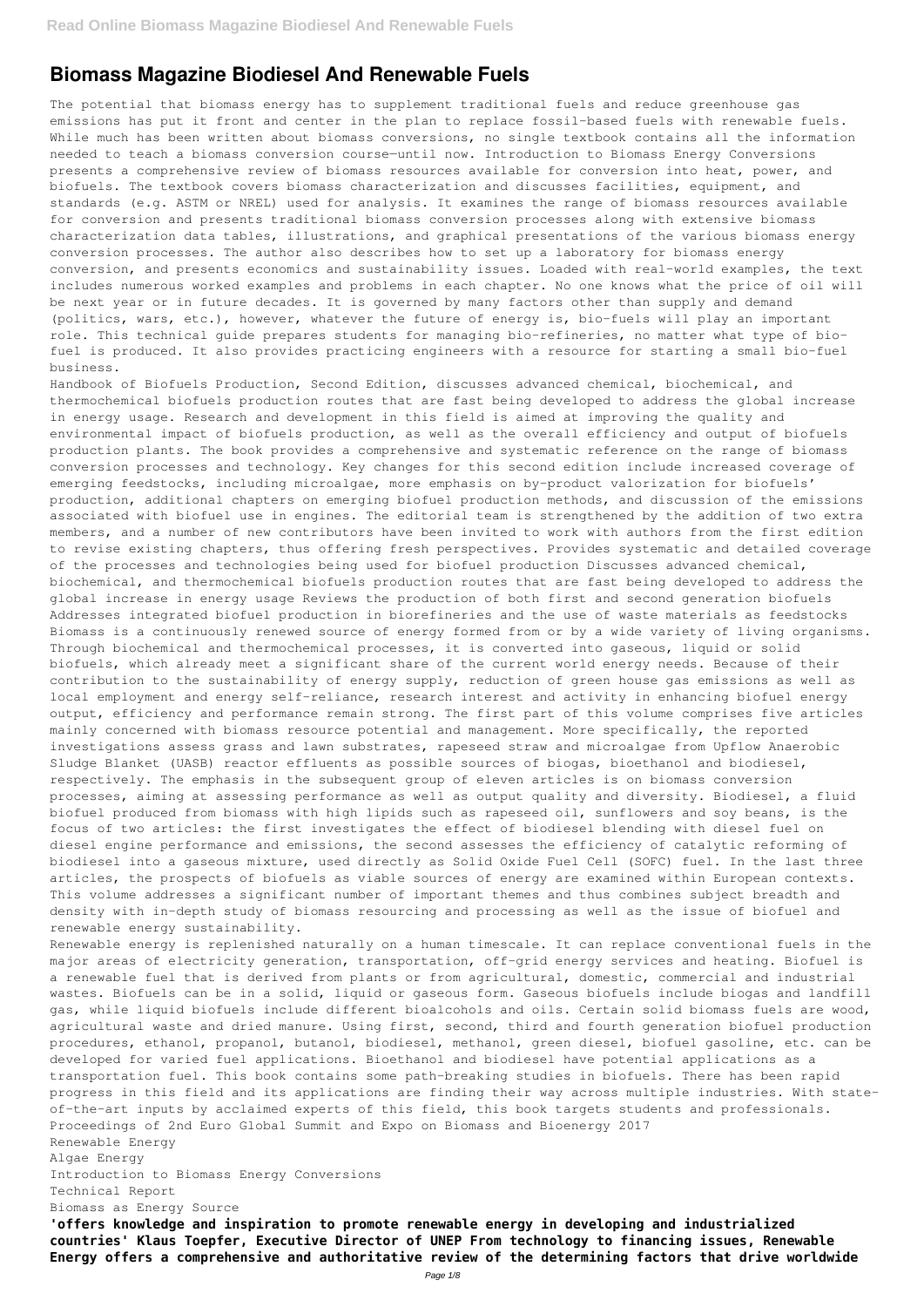# Biomass Magazine Biodiesel And Renewable Fuels

The potential that biomass energy has to supplement traditional fuels and reduce greenhouse gas emissions has put it front and center in the plan to replace fossil-based fuels with renewable fuels. While much has been written about biomass conversions, no single textbook contains all the information needed to teach a biomass conversion course—until now. Introduction to Biomass Energy Conversions presents a comprehensive review of biomass resources available for conversion into heat, power, and biofuels. The textbook covers biomass characterization and discusses facilities, equipment, and standards (e.g. ASTM or NREL) used for analysis. It examines the range of biomass resources available for conversion and presents traditional biomass conversion processes along with extensive biomass characterization data tables, illustrations, and graphical presentations of the various biomass energy conversion processes. The author also describes how to set up a laboratory for biomass energy conversion, and presents economics and sustainability issues. Loaded with real-world examples, the text includes numerous worked examples and problems in each chapter. No one knows what the price of oil will be next year or in future decades. It is governed by many factors other than supply and demand (politics, wars, etc.), however, whatever the future of energy is, bio-fuels will play an important role. This technical guide prepares students for managing bio-refineries, no matter what type of bio-fuel is produced. It also provides practicing engineers with a resource for starting a small bio-fuel business.

Handbook of Biofuels Production, Second Edition, discusses advanced chemical, biochemical, and thermochemical biofuels production routes that are fast being developed to address the global increase in energy usage. Research and development in this field is aimed at improving the quality and environmental impact of biofuels production, as well as the overall efficiency and output of biofuels production plants. The book provides a comprehensive and systematic reference on the range of biomass conversion processes and technology. Key changes for this second edition include increased coverage of emerging feedstocks, including microalgae, more emphasis on by-product valorization for biofuels' production, additional chapters on emerging biofuel production methods, and discussion of the emissions associated with biofuel use in engines. The editorial team is strengthened by the addition of two extra members, and a number of new contributors have been invited to work with authors from the first edition to revise existing chapters, thus offering fresh perspectives. Provides systematic and detailed coverage of the processes and technologies being used for biofuel production Discusses advanced chemical, biochemical, and thermochemical biofuels production routes that are fast being developed to address the global increase in energy usage Reviews the production of both first and second generation biofuels Addresses integrated biofuel production in biorefineries and the use of waste materials as feedstocks

Biomass is a continuously renewed source of energy formed from or by a wide variety of living organisms. Through biochemical and thermochemical processes, it is converted into gaseous, liquid or solid biofuels, which already meet a significant share of the current world energy needs. Because of their contribution to the sustainability of energy supply, reduction of green house gas emissions as well as local employment and energy self-reliance, research interest and activity in enhancing biofuel energy output, efficiency and performance remain strong. The first part of this volume comprises five articles mainly concerned with biomass resource potential and management. More specifically, the reported investigations assess grass and lawn substrates, rapeseed straw and microalgae from Upflow Anaerobic Sludge Blanket (UASB) reactor effluents as possible sources of biogas, bioethanol and biodiesel, respectively. The emphasis in the subsequent group of eleven articles is on biomass conversion processes, aiming at assessing performance as well as output quality and diversity. Biodiesel, a fluid biofuel produced from biomass with high lipids such as rapeseed oil, sunflowers and soy beans, is the focus of two articles: the first investigates the effect of biodiesel blending with diesel fuel on diesel engine performance and emissions, the second assesses the efficiency of catalytic reforming of biodiesel into a gaseous mixture, used directly as Solid Oxide Fuel Cell (SOFC) fuel. In the last three articles, the prospects of biofuels as viable sources of energy are examined within European contexts. This volume addresses a significant number of important themes and thus combines subject breadth and density with in-depth study of biomass resourcing and processing as well as the issue of biofuel and renewable energy sustainability.

Renewable energy is replenished naturally on a human timescale. It can replace conventional fuels in the major areas of electricity generation, transportation, off-grid energy services and heating. Biofuel is a renewable fuel that is derived from plants or from agricultural, domestic, commercial and industrial wastes. Biofuels can be in a solid, liquid or gaseous form. Gaseous biofuels include biogas and landfill gas, while liquid biofuels include different bioalcohols and oils. Certain solid biomass fuels are wood, agricultural waste and dried manure. Using first, second, third and fourth generation biofuel production procedures, ethanol, propanol, butanol, biodiesel, methanol, green diesel, biofuel gasoline, etc. can be developed for varied fuel applications. Bioethanol and biodiesel have potential applications as a transportation fuel. This book contains some path-breaking studies in biofuels. There has been rapid progress in this field and its applications are finding their way across multiple industries. With state-of-the-art inputs by acclaimed experts of this field, this book targets students and professionals.

Proceedings of 2nd Euro Global Summit and Expo on Biomass and Bioenergy 2017
Renewable Energy
Algae Energy
Introduction to Biomass Energy Conversions
Technical Report
Biomass as Energy Source

**'offers knowledge and inspiration to promote renewable energy in developing and industrialized countries' Klaus Toepfer, Executive Director of UNEP From technology to financing issues, Renewable Energy offers a comprehensive and authoritative review of the determining factors that drive worldwide**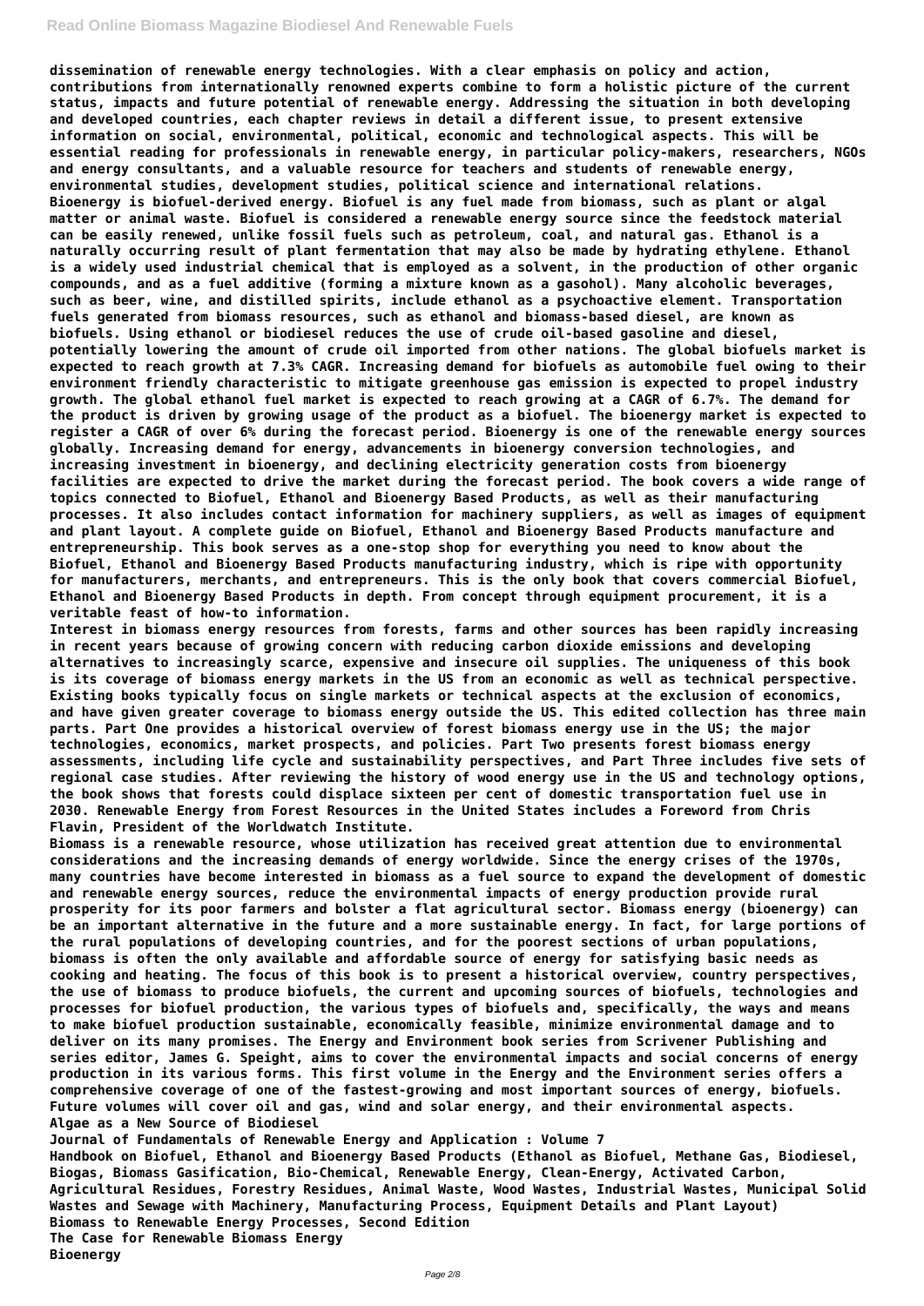dissemination of renewable energy technologies. With a clear emphasis on policy and action, contributions from internationally renowned experts combine to form a holistic picture of the current status, impacts and future potential of renewable energy. Addressing the situation in both developing and developed countries, each chapter reviews in detail a different issue, to present extensive information on social, environmental, political, economic and technological aspects. This will be essential reading for professionals in renewable energy, in particular policy-makers, researchers, NGOs and energy consultants, and a valuable resource for teachers and students of renewable energy, environmental studies, development studies, political science and international relations.

Bioenergy is biofuel-derived energy. Biofuel is any fuel made from biomass, such as plant or algal matter or animal waste. Biofuel is considered a renewable energy source since the feedstock material can be easily renewed, unlike fossil fuels such as petroleum, coal, and natural gas. Ethanol is a naturally occurring result of plant fermentation that may also be made by hydrating ethylene. Ethanol is a widely used industrial chemical that is employed as a solvent, in the production of other organic compounds, and as a fuel additive (forming a mixture known as a gasohol). Many alcoholic beverages, such as beer, wine, and distilled spirits, include ethanol as a psychoactive element. Transportation fuels generated from biomass resources, such as ethanol and biomass-based diesel, are known as biofuels. Using ethanol or biodiesel reduces the use of crude oil-based gasoline and diesel, potentially lowering the amount of crude oil imported from other nations. The global biofuels market is expected to reach growth at 7.3% CAGR. Increasing demand for biofuels as automobile fuel owing to their environment friendly characteristic to mitigate greenhouse gas emission is expected to propel industry growth. The global ethanol fuel market is expected to reach growing at a CAGR of 6.7%. The demand for the product is driven by growing usage of the product as a biofuel. The bioenergy market is expected to register a CAGR of over 6% during the forecast period. Bioenergy is one of the renewable energy sources globally. Increasing demand for energy, advancements in bioenergy conversion technologies, and increasing investment in bioenergy, and declining electricity generation costs from bioenergy facilities are expected to drive the market during the forecast period. The book covers a wide range of topics connected to Biofuel, Ethanol and Bioenergy Based Products, as well as their manufacturing processes. It also includes contact information for machinery suppliers, as well as images of equipment and plant layout. A complete guide on Biofuel, Ethanol and Bioenergy Based Products manufacture and entrepreneurship. This book serves as a one-stop shop for everything you need to know about the Biofuel, Ethanol and Bioenergy Based Products manufacturing industry, which is ripe with opportunity for manufacturers, merchants, and entrepreneurs. This is the only book that covers commercial Biofuel, Ethanol and Bioenergy Based Products in depth. From concept through equipment procurement, it is a veritable feast of how-to information.

Interest in biomass energy resources from forests, farms and other sources has been rapidly increasing in recent years because of growing concern with reducing carbon dioxide emissions and developing alternatives to increasingly scarce, expensive and insecure oil supplies. The uniqueness of this book is its coverage of biomass energy markets in the US from an economic as well as technical perspective. Existing books typically focus on single markets or technical aspects at the exclusion of economics, and have given greater coverage to biomass energy outside the US. This edited collection has three main parts. Part One provides a historical overview of forest biomass energy use in the US; the major technologies, economics, market prospects, and policies. Part Two presents forest biomass energy assessments, including life cycle and sustainability perspectives, and Part Three includes five sets of regional case studies. After reviewing the history of wood energy use in the US and technology options, the book shows that forests could displace sixteen per cent of domestic transportation fuel use in 2030. Renewable Energy from Forest Resources in the United States includes a Foreword from Chris Flavin, President of the Worldwatch Institute.

Biomass is a renewable resource, whose utilization has received great attention due to environmental considerations and the increasing demands of energy worldwide. Since the energy crises of the 1970s, many countries have become interested in biomass as a fuel source to expand the development of domestic and renewable energy sources, reduce the environmental impacts of energy production provide rural prosperity for its poor farmers and bolster a flat agricultural sector. Biomass energy (bioenergy) can be an important alternative in the future and a more sustainable energy. In fact, for large portions of the rural populations of developing countries, and for the poorest sections of urban populations, biomass is often the only available and affordable source of energy for satisfying basic needs as cooking and heating. The focus of this book is to present a historical overview, country perspectives, the use of biomass to produce biofuels, the current and upcoming sources of biofuels, technologies and processes for biofuel production, the various types of biofuels and, specifically, the ways and means to make biofuel production sustainable, economically feasible, minimize environmental damage and to deliver on its many promises. The Energy and Environment book series from Scrivener Publishing and series editor, James G. Speight, aims to cover the environmental impacts and social concerns of energy production in its various forms. This first volume in the Energy and the Environment series offers a comprehensive coverage of one of the fastest-growing and most important sources of energy, biofuels. Future volumes will cover oil and gas, wind and solar energy, and their environmental aspects.

Algae as a New Source of Biodiesel

Journal of Fundamentals of Renewable Energy and Application : Volume 7

Handbook on Biofuel, Ethanol and Bioenergy Based Products (Ethanol as Biofuel, Methane Gas, Biodiesel, Biogas, Biomass Gasification, Bio-Chemical, Renewable Energy, Clean-Energy, Activated Carbon, Agricultural Residues, Forestry Residues, Animal Waste, Wood Wastes, Industrial Wastes, Municipal Solid Wastes and Sewage with Machinery, Manufacturing Process, Equipment Details and Plant Layout)

Biomass to Renewable Energy Processes, Second Edition

The Case for Renewable Biomass Energy

Bioenergy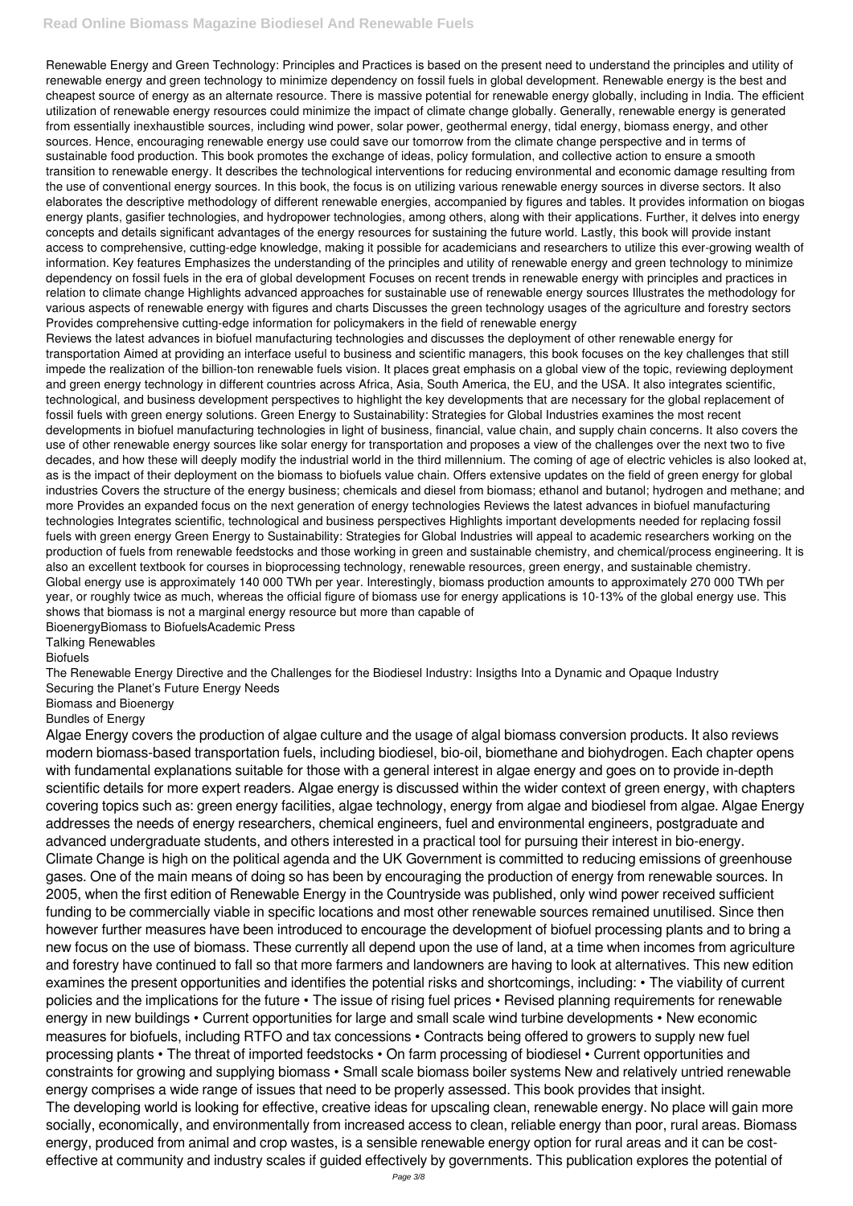Renewable Energy and Green Technology: Principles and Practices is based on the present need to understand the principles and utility of renewable energy and green technology to minimize dependency on fossil fuels in global development. Renewable energy is the best and cheapest source of energy as an alternate resource. There is massive potential for renewable energy globally, including in India. The efficient utilization of renewable energy resources could minimize the impact of climate change globally. Generally, renewable energy is generated from essentially inexhaustible sources, including wind power, solar power, geothermal energy, tidal energy, biomass energy, and other sources. Hence, encouraging renewable energy use could save our tomorrow from the climate change perspective and in terms of sustainable food production. This book promotes the exchange of ideas, policy formulation, and collective action to ensure a smooth transition to renewable energy. It describes the technological interventions for reducing environmental and economic damage resulting from the use of conventional energy sources. In this book, the focus is on utilizing various renewable energy sources in diverse sectors. It also elaborates the descriptive methodology of different renewable energies, accompanied by figures and tables. It provides information on biogas energy plants, gasifier technologies, and hydropower technologies, among others, along with their applications. Further, it delves into energy concepts and details significant advantages of the energy resources for sustaining the future world. Lastly, this book will provide instant access to comprehensive, cutting-edge knowledge, making it possible for academicians and researchers to utilize this ever-growing wealth of information. Key features Emphasizes the understanding of the principles and utility of renewable energy and green technology to minimize dependency on fossil fuels in the era of global development Focuses on recent trends in renewable energy with principles and practices in relation to climate change Highlights advanced approaches for sustainable use of renewable energy sources Illustrates the methodology for various aspects of renewable energy with figures and charts Discusses the green technology usages of the agriculture and forestry sectors Provides comprehensive cutting-edge information for policymakers in the field of renewable energy

Reviews the latest advances in biofuel manufacturing technologies and discusses the deployment of other renewable energy for transportation Aimed at providing an interface useful to business and scientific managers, this book focuses on the key challenges that still impede the realization of the billion-ton renewable fuels vision. It places great emphasis on a global view of the topic, reviewing deployment and green energy technology in different countries across Africa, Asia, South America, the EU, and the USA. It also integrates scientific, technological, and business development perspectives to highlight the key developments that are necessary for the global replacement of fossil fuels with green energy solutions. Green Energy to Sustainability: Strategies for Global Industries examines the most recent developments in biofuel manufacturing technologies in light of business, financial, value chain, and supply chain concerns. It also covers the use of other renewable energy sources like solar energy for transportation and proposes a view of the challenges over the next two to five decades, and how these will deeply modify the industrial world in the third millennium. The coming of age of electric vehicles is also looked at, as is the impact of their deployment on the biomass to biofuels value chain. Offers extensive updates on the field of green energy for global industries Covers the structure of the energy business; chemicals and diesel from biomass; ethanol and butanol; hydrogen and methane; and more Provides an expanded focus on the next generation of energy technologies Reviews the latest advances in biofuel manufacturing technologies Integrates scientific, technological and business perspectives Highlights important developments needed for replacing fossil fuels with green energy Green Energy to Sustainability: Strategies for Global Industries will appeal to academic researchers working on the production of fuels from renewable feedstocks and those working in green and sustainable chemistry, and chemical/process engineering. It is also an excellent textbook for courses in bioprocessing technology, renewable resources, green energy, and sustainable chemistry.

Global energy use is approximately 140 000 TWh per year. Interestingly, biomass production amounts to approximately 270 000 TWh per year, or roughly twice as much, whereas the official figure of biomass use for energy applications is 10-13% of the global energy use. This shows that biomass is not a marginal energy resource but more than capable of

BioenergyBiomass to BiofuelsAcademic Press

Talking Renewables

Biofuels

The Renewable Energy Directive and the Challenges for the Biodiesel Industry: Insigths Into a Dynamic and Opaque Industry

Securing the Planet's Future Energy Needs

Biomass and Bioenergy

Bundles of Energy

Algae Energy covers the production of algae culture and the usage of algal biomass conversion products. It also reviews modern biomass-based transportation fuels, including biodiesel, bio-oil, biomethane and biohydrogen. Each chapter opens with fundamental explanations suitable for those with a general interest in algae energy and goes on to provide in-depth scientific details for more expert readers. Algae energy is discussed within the wider context of green energy, with chapters covering topics such as: green energy facilities, algae technology, energy from algae and biodiesel from algae. Algae Energy addresses the needs of energy researchers, chemical engineers, fuel and environmental engineers, postgraduate and advanced undergraduate students, and others interested in a practical tool for pursuing their interest in bio-energy.

Climate Change is high on the political agenda and the UK Government is committed to reducing emissions of greenhouse gases. One of the main means of doing so has been by encouraging the production of energy from renewable sources. In 2005, when the first edition of Renewable Energy in the Countryside was published, only wind power received sufficient funding to be commercially viable in specific locations and most other renewable sources remained unutilised. Since then however further measures have been introduced to encourage the development of biofuel processing plants and to bring a new focus on the use of biomass. These currently all depend upon the use of land, at a time when incomes from agriculture and forestry have continued to fall so that more farmers and landowners are having to look at alternatives. This new edition examines the present opportunities and identifies the potential risks and shortcomings, including: • The viability of current policies and the implications for the future • The issue of rising fuel prices • Revised planning requirements for renewable energy in new buildings • Current opportunities for large and small scale wind turbine developments • New economic measures for biofuels, including RTFO and tax concessions • Contracts being offered to growers to supply new fuel processing plants • The threat of imported feedstocks • On farm processing of biodiesel • Current opportunities and constraints for growing and supplying biomass • Small scale biomass boiler systems New and relatively untried renewable energy comprises a wide range of issues that need to be properly assessed. This book provides that insight.

The developing world is looking for effective, creative ideas for upscaling clean, renewable energy. No place will gain more socially, economically, and environmentally from increased access to clean, reliable energy than poor, rural areas. Biomass energy, produced from animal and crop wastes, is a sensible renewable energy option for rural areas and it can be cost-effective at community and industry scales if guided effectively by governments. This publication explores the potential of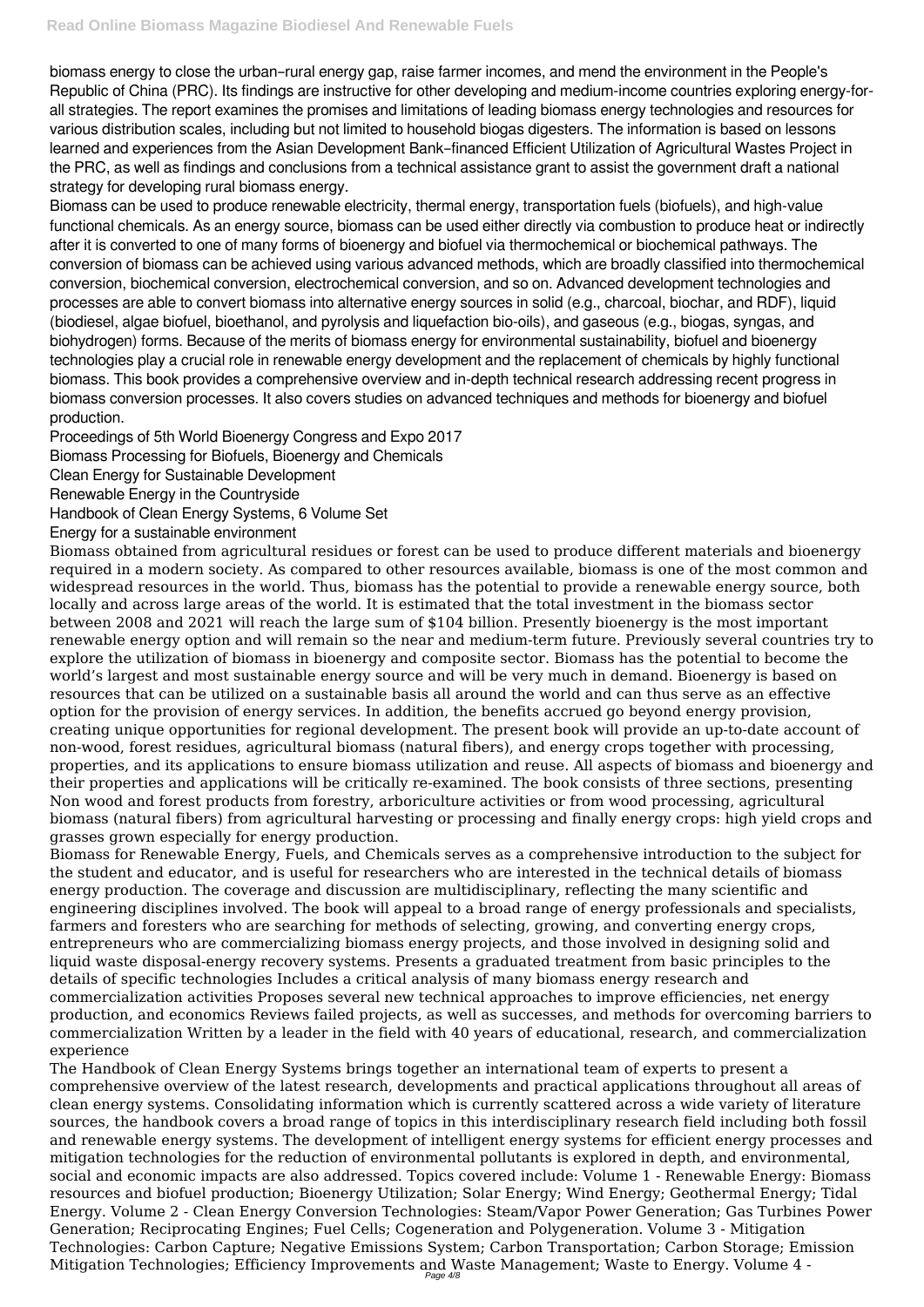biomass energy to close the urban–rural energy gap, raise farmer incomes, and mend the environment in the People's Republic of China (PRC). Its findings are instructive for other developing and medium-income countries exploring energy-for-all strategies. The report examines the promises and limitations of leading biomass energy technologies and resources for various distribution scales, including but not limited to household biogas digesters. The information is based on lessons learned and experiences from the Asian Development Bank–financed Efficient Utilization of Agricultural Wastes Project in the PRC, as well as findings and conclusions from a technical assistance grant to assist the government draft a national strategy for developing rural biomass energy.

Biomass can be used to produce renewable electricity, thermal energy, transportation fuels (biofuels), and high-value functional chemicals. As an energy source, biomass can be used either directly via combustion to produce heat or indirectly after it is converted to one of many forms of bioenergy and biofuel via thermochemical or biochemical pathways. The conversion of biomass can be achieved using various advanced methods, which are broadly classified into thermochemical conversion, biochemical conversion, electrochemical conversion, and so on. Advanced development technologies and processes are able to convert biomass into alternative energy sources in solid (e.g., charcoal, biochar, and RDF), liquid (biodiesel, algae biofuel, bioethanol, and pyrolysis and liquefaction bio-oils), and gaseous (e.g., biogas, syngas, and biohydrogen) forms. Because of the merits of biomass energy for environmental sustainability, biofuel and bioenergy technologies play a crucial role in renewable energy development and the replacement of chemicals by highly functional biomass. This book provides a comprehensive overview and in-depth technical research addressing recent progress in biomass conversion processes. It also covers studies on advanced techniques and methods for bioenergy and biofuel production.

Proceedings of 5th World Bioenergy Congress and Expo 2017

Biomass Processing for Biofuels, Bioenergy and Chemicals

Clean Energy for Sustainable Development

Renewable Energy in the Countryside

Handbook of Clean Energy Systems, 6 Volume Set

Energy for a sustainable environment

Biomass obtained from agricultural residues or forest can be used to produce different materials and bioenergy required in a modern society. As compared to other resources available, biomass is one of the most common and widespread resources in the world. Thus, biomass has the potential to provide a renewable energy source, both locally and across large areas of the world. It is estimated that the total investment in the biomass sector between 2008 and 2021 will reach the large sum of $104 billion. Presently bioenergy is the most important renewable energy option and will remain so the near and medium-term future. Previously several countries try to explore the utilization of biomass in bioenergy and composite sector. Biomass has the potential to become the world's largest and most sustainable energy source and will be very much in demand. Bioenergy is based on resources that can be utilized on a sustainable basis all around the world and can thus serve as an effective option for the provision of energy services. In addition, the benefits accrued go beyond energy provision, creating unique opportunities for regional development. The present book will provide an up-to-date account of non-wood, forest residues, agricultural biomass (natural fibers), and energy crops together with processing, properties, and its applications to ensure biomass utilization and reuse. All aspects of biomass and bioenergy and their properties and applications will be critically re-examined. The book consists of three sections, presenting Non wood and forest products from forestry, arboriculture activities or from wood processing, agricultural biomass (natural fibers) from agricultural harvesting or processing and finally energy crops: high yield crops and grasses grown especially for energy production.

Biomass for Renewable Energy, Fuels, and Chemicals serves as a comprehensive introduction to the subject for the student and educator, and is useful for researchers who are interested in the technical details of biomass energy production. The coverage and discussion are multidisciplinary, reflecting the many scientific and engineering disciplines involved. The book will appeal to a broad range of energy professionals and specialists, farmers and foresters who are searching for methods of selecting, growing, and converting energy crops, entrepreneurs who are commercializing biomass energy projects, and those involved in designing solid and liquid waste disposal-energy recovery systems. Presents a graduated treatment from basic principles to the details of specific technologies Includes a critical analysis of many biomass energy research and commercialization activities Proposes several new technical approaches to improve efficiencies, net energy production, and economics Reviews failed projects, as well as successes, and methods for overcoming barriers to commercialization Written by a leader in the field with 40 years of educational, research, and commercialization experience

The Handbook of Clean Energy Systems brings together an international team of experts to present a comprehensive overview of the latest research, developments and practical applications throughout all areas of clean energy systems. Consolidating information which is currently scattered across a wide variety of literature sources, the handbook covers a broad range of topics in this interdisciplinary research field including both fossil and renewable energy systems. The development of intelligent energy systems for efficient energy processes and mitigation technologies for the reduction of environmental pollutants is explored in depth, and environmental, social and economic impacts are also addressed. Topics covered include: Volume 1 - Renewable Energy: Biomass resources and biofuel production; Bioenergy Utilization; Solar Energy; Wind Energy; Geothermal Energy; Tidal Energy. Volume 2 - Clean Energy Conversion Technologies: Steam/Vapor Power Generation; Gas Turbines Power Generation; Reciprocating Engines; Fuel Cells; Cogeneration and Polygeneration. Volume 3 - Mitigation Technologies: Carbon Capture; Negative Emissions System; Carbon Transportation; Carbon Storage; Emission Mitigation Technologies; Efficiency Improvements and Waste Management; Waste to Energy. Volume 4 -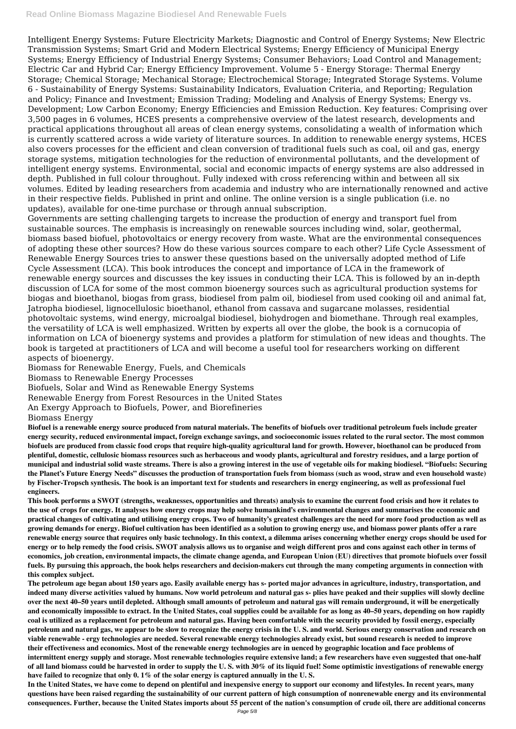Intelligent Energy Systems: Future Electricity Markets; Diagnostic and Control of Energy Systems; New Electric Transmission Systems; Smart Grid and Modern Electrical Systems; Energy Efficiency of Municipal Energy Systems; Energy Efficiency of Industrial Energy Systems; Consumer Behaviors; Load Control and Management; Electric Car and Hybrid Car; Energy Efficiency Improvement. Volume 5 - Energy Storage: Thermal Energy Storage; Chemical Storage; Mechanical Storage; Electrochemical Storage; Integrated Storage Systems. Volume 6 - Sustainability of Energy Systems: Sustainability Indicators, Evaluation Criteria, and Reporting; Regulation and Policy; Finance and Investment; Emission Trading; Modeling and Analysis of Energy Systems; Energy vs. Development; Low Carbon Economy; Energy Efficiencies and Emission Reduction. Key features: Comprising over 3,500 pages in 6 volumes, HCES presents a comprehensive overview of the latest research, developments and practical applications throughout all areas of clean energy systems, consolidating a wealth of information which is currently scattered across a wide variety of literature sources. In addition to renewable energy systems, HCES also covers processes for the efficient and clean conversion of traditional fuels such as coal, oil and gas, energy storage systems, mitigation technologies for the reduction of environmental pollutants, and the development of intelligent energy systems. Environmental, social and economic impacts of energy systems are also addressed in depth. Published in full colour throughout. Fully indexed with cross referencing within and between all six volumes. Edited by leading researchers from academia and industry who are internationally renowned and active in their respective fields. Published in print and online. The online version is a single publication (i.e. no updates), available for one-time purchase or through annual subscription.

Governments are setting challenging targets to increase the production of energy and transport fuel from sustainable sources. The emphasis is increasingly on renewable sources including wind, solar, geothermal, biomass based biofuel, photovoltaics or energy recovery from waste. What are the environmental consequences of adopting these other sources? How do these various sources compare to each other? Life Cycle Assessment of Renewable Energy Sources tries to answer these questions based on the universally adopted method of Life Cycle Assessment (LCA). This book introduces the concept and importance of LCA in the framework of renewable energy sources and discusses the key issues in conducting their LCA. This is followed by an in-depth discussion of LCA for some of the most common bioenergy sources such as agricultural production systems for biogas and bioethanol, biogas from grass, biodiesel from palm oil, biodiesel from used cooking oil and animal fat, Jatropha biodiesel, lignocellulosic bioethanol, ethanol from cassava and sugarcane molasses, residential photovoltaic systems, wind energy, microalgal biodiesel, biohydrogen and biomethane. Through real examples, the versatility of LCA is well emphasized. Written by experts all over the globe, the book is a cornucopia of information on LCA of bioenergy systems and provides a platform for stimulation of new ideas and thoughts. The book is targeted at practitioners of LCA and will become a useful tool for researchers working on different aspects of bioenergy.

Biomass for Renewable Energy, Fuels, and Chemicals

Biomass to Renewable Energy Processes

Biofuels, Solar and Wind as Renewable Energy Systems

Renewable Energy from Forest Resources in the United States

An Exergy Approach to Biofuels, Power, and Biorefineries

Biomass Energy

**Biofuel is a renewable energy source produced from natural materials. The benefits of biofuels over traditional petroleum fuels include greater energy security, reduced environmental impact, foreign exchange savings, and socioeconomic issues related to the rural sector. The most common biofuels are produced from classic food crops that require high-quality agricultural land for growth. However, bioethanol can be produced from plentiful, domestic, cellulosic biomass resources such as herbaceous and woody plants, agricultural and forestry residues, and a large portion of municipal and industrial solid waste streams. There is also a growing interest in the use of vegetable oils for making biodiesel. "Biofuels: Securing the Planet's Future Energy Needs" discusses the production of transportation fuels from biomass (such as wood, straw and even household waste) by Fischer-Tropsch synthesis. The book is an important text for students and researchers in energy engineering, as well as professional fuel engineers.**

**This book performs a SWOT (strengths, weaknesses, opportunities and threats) analysis to examine the current food crisis and how it relates to the use of crops for energy. It analyses how energy crops may help solve humankind's environmental changes and summarises the economic and practical changes of cultivating and utilising energy crops. Two of humanity's greatest challenges are the need for more food production as well as growing demands for energy. Biofuel cultivation has been identified as a solution to growing energy use, and biomass power plants offer a rare renewable energy source that requires only basic technology. In this context, a dilemma arises concerning whether energy crops should be used for energy or to help remedy the food crisis. SWOT analysis allows us to organise and weigh different pros and cons against each other in terms of economics, job creation, environmental impacts, the climate change agenda, and European Union (EU) directives that promote biofuels over fossil fuels. By pursuing this approach, the book helps researchers and decision-makers cut through the many competing arguments in connection with this complex subject.**

**The petroleum age began about 150 years ago. Easily available energy has s- ported major advances in agriculture, industry, transportation, and indeed many diverse activities valued by humans. Now world petroleum and natural gas s- plies have peaked and their supplies will slowly decline over the next 40–50 years until depleted. Although small amounts of petroleum and natural gas will remain underground, it will be energetically and economically impossible to extract. In the United States, coal supplies could be available for as long as 40–50 years, depending on how rapidly coal is utilized as a replacement for petroleum and natural gas. Having been comfortable with the security provided by fossil energy, especially petroleum and natural gas, we appear to be slow to recognize the energy crisis in the U. S. and world. Serious energy conservation and research on viable renewable - ergy technologies are needed. Several renewable energy technologies already exist, but sound research is needed to improve their effectiveness and economics. Most of the renewable energy technologies are in uenced by geographic location and face problems of intermittent energy supply and storage. Most renewable technologies require extensive land; a few researchers have even suggested that one-half of all land biomass could be harvested in order to supply the U. S. with 30% of its liquid fuel! Some optimistic investigations of renewable energy have failed to recognize that only 0. 1% of the solar energy is captured annually in the U. S.**

**In the United States, we have come to depend on plentiful and inexpensive energy to support our economy and lifestyles. In recent years, many questions have been raised regarding the sustainability of our current pattern of high consumption of nonrenewable energy and its environmental consequences. Further, because the United States imports about 55 percent of the nation's consumption of crude oil, there are additional concerns**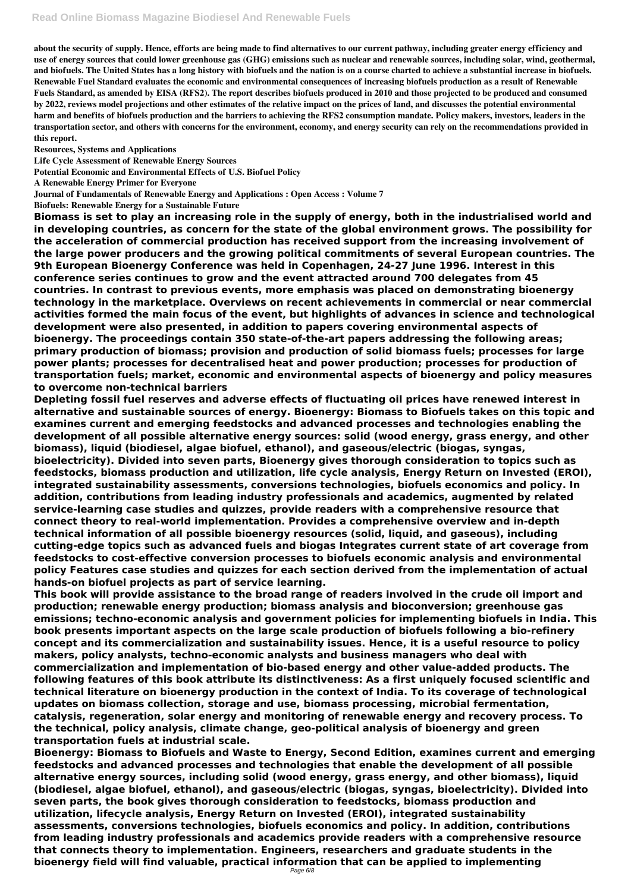about the security of supply. Hence, efforts are being made to find alternatives to our current pathway, including greater energy efficiency and use of energy sources that could lower greenhouse gas (GHG) emissions such as nuclear and renewable sources, including solar, wind, geothermal, and biofuels. The United States has a long history with biofuels and the nation is on a course charted to achieve a substantial increase in biofuels. Renewable Fuel Standard evaluates the economic and environmental consequences of increasing biofuels production as a result of Renewable Fuels Standard, as amended by EISA (RFS2). The report describes biofuels produced in 2010 and those projected to be produced and consumed by 2022, reviews model projections and other estimates of the relative impact on the prices of land, and discusses the potential environmental harm and benefits of biofuels production and the barriers to achieving the RFS2 consumption mandate. Policy makers, investors, leaders in the transportation sector, and others with concerns for the environment, economy, and energy security can rely on the recommendations provided in this report.

Resources, Systems and Applications

Life Cycle Assessment of Renewable Energy Sources

Potential Economic and Environmental Effects of U.S. Biofuel Policy

A Renewable Energy Primer for Everyone

Journal of Fundamentals of Renewable Energy and Applications : Open Access : Volume 7

Biofuels: Renewable Energy for a Sustainable Future

**Biomass is set to play an increasing role in the supply of energy, both in the industrialised world and in developing countries, as concern for the state of the global environment grows. The possibility for the acceleration of commercial production has received support from the increasing involvement of the large power producers and the growing political commitments of several European countries. The 9th European Bioenergy Conference was held in Copenhagen, 24-27 June 1996. Interest in this conference series continues to grow and the event attracted around 700 delegates from 45 countries. In contrast to previous events, more emphasis was placed on demonstrating bioenergy technology in the marketplace. Overviews on recent achievements in commercial or near commercial activities formed the main focus of the event, but highlights of advances in science and technological development were also presented, in addition to papers covering environmental aspects of bioenergy. The proceedings contain 350 state-of-the-art papers addressing the following areas; primary production of biomass; provision and production of solid biomass fuels; processes for large power plants; processes for decentralised heat and power production; processes for production of transportation fuels; market, economic and environmental aspects of bioenergy and policy measures to overcome non-technical barriers**

**Depleting fossil fuel reserves and adverse effects of fluctuating oil prices have renewed interest in alternative and sustainable sources of energy. Bioenergy: Biomass to Biofuels takes on this topic and examines current and emerging feedstocks and advanced processes and technologies enabling the development of all possible alternative energy sources: solid (wood energy, grass energy, and other biomass), liquid (biodiesel, algae biofuel, ethanol), and gaseous/electric (biogas, syngas, bioelectricity). Divided into seven parts, Bioenergy gives thorough consideration to topics such as feedstocks, biomass production and utilization, life cycle analysis, Energy Return on Invested (EROI), integrated sustainability assessments, conversions technologies, biofuels economics and policy. In addition, contributions from leading industry professionals and academics, augmented by related service-learning case studies and quizzes, provide readers with a comprehensive resource that connect theory to real-world implementation. Provides a comprehensive overview and in-depth technical information of all possible bioenergy resources (solid, liquid, and gaseous), including cutting-edge topics such as advanced fuels and biogas Integrates current state of art coverage from feedstocks to cost-effective conversion processes to biofuels economic analysis and environmental policy Features case studies and quizzes for each section derived from the implementation of actual hands-on biofuel projects as part of service learning.**

**This book will provide assistance to the broad range of readers involved in the crude oil import and production; renewable energy production; biomass analysis and bioconversion; greenhouse gas emissions; techno-economic analysis and government policies for implementing biofuels in India. This book presents important aspects on the large scale production of biofuels following a bio-refinery concept and its commercialization and sustainability issues. Hence, it is a useful resource to policy makers, policy analysts, techno-economic analysts and business managers who deal with commercialization and implementation of bio-based energy and other value-added products. The following features of this book attribute its distinctiveness: As a first uniquely focused scientific and technical literature on bioenergy production in the context of India. To its coverage of technological updates on biomass collection, storage and use, biomass processing, microbial fermentation, catalysis, regeneration, solar energy and monitoring of renewable energy and recovery process. To the technical, policy analysis, climate change, geo-political analysis of bioenergy and green transportation fuels at industrial scale.**

**Bioenergy: Biomass to Biofuels and Waste to Energy, Second Edition, examines current and emerging feedstocks and advanced processes and technologies that enable the development of all possible alternative energy sources, including solid (wood energy, grass energy, and other biomass), liquid (biodiesel, algae biofuel, ethanol), and gaseous/electric (biogas, syngas, bioelectricity). Divided into seven parts, the book gives thorough consideration to feedstocks, biomass production and utilization, lifecycle analysis, Energy Return on Invested (EROI), integrated sustainability assessments, conversions technologies, biofuels economics and policy. In addition, contributions from leading industry professionals and academics provide readers with a comprehensive resource that connects theory to implementation. Engineers, researchers and graduate students in the bioenergy field will find valuable, practical information that can be applied to implementing**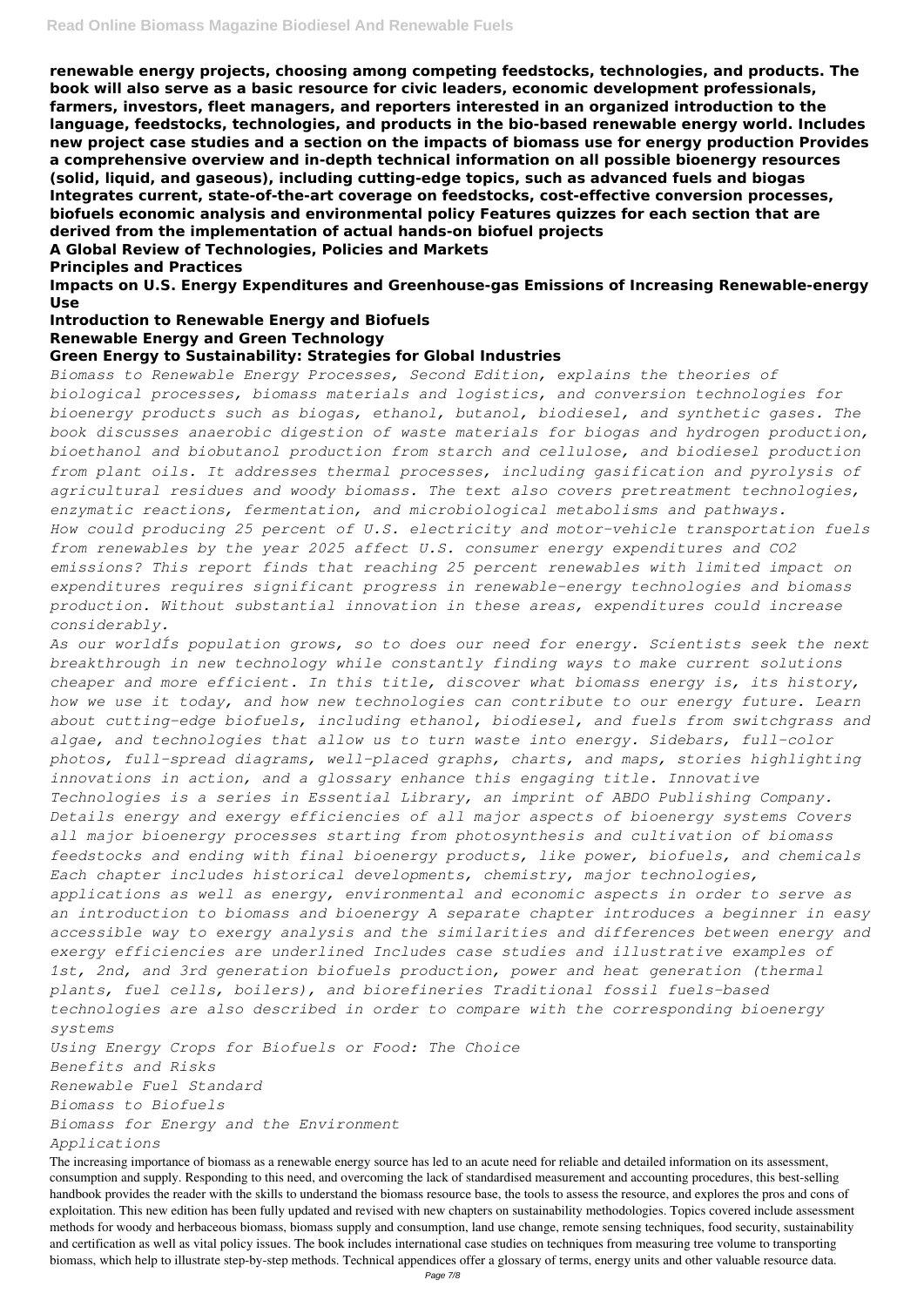**renewable energy projects, choosing among competing feedstocks, technologies, and products. The book will also serve as a basic resource for civic leaders, economic development professionals, farmers, investors, fleet managers, and reporters interested in an organized introduction to the language, feedstocks, technologies, and products in the bio-based renewable energy world. Includes new project case studies and a section on the impacts of biomass use for energy production Provides a comprehensive overview and in-depth technical information on all possible bioenergy resources (solid, liquid, and gaseous), including cutting-edge topics, such as advanced fuels and biogas Integrates current, state-of-the-art coverage on feedstocks, cost-effective conversion processes, biofuels economic analysis and environmental policy Features quizzes for each section that are derived from the implementation of actual hands-on biofuel projects**

**A Global Review of Technologies, Policies and Markets**

**Principles and Practices**

**Impacts on U.S. Energy Expenditures and Greenhouse-gas Emissions of Increasing Renewable-energy Use**

**Introduction to Renewable Energy and Biofuels**

**Renewable Energy and Green Technology**

**Green Energy to Sustainability: Strategies for Global Industries**

*Biomass to Renewable Energy Processes, Second Edition, explains the theories of biological processes, biomass materials and logistics, and conversion technologies for bioenergy products such as biogas, ethanol, butanol, biodiesel, and synthetic gases. The book discusses anaerobic digestion of waste materials for biogas and hydrogen production, bioethanol and biobutanol production from starch and cellulose, and biodiesel production from plant oils. It addresses thermal processes, including gasification and pyrolysis of agricultural residues and woody biomass. The text also covers pretreatment technologies, enzymatic reactions, fermentation, and microbiological metabolisms and pathways.*

*How could producing 25 percent of U.S. electricity and motor-vehicle transportation fuels from renewables by the year 2025 affect U.S. consumer energy expenditures and CO2 emissions? This report finds that reaching 25 percent renewables with limited impact on expenditures requires significant progress in renewable-energy technologies and biomass production. Without substantial innovation in these areas, expenditures could increase considerably.*

*As our worldÍs population grows, so to does our need for energy. Scientists seek the next breakthrough in new technology while constantly finding ways to make current solutions cheaper and more efficient. In this title, discover what biomass energy is, its history, how we use it today, and how new technologies can contribute to our energy future. Learn about cutting-edge biofuels, including ethanol, biodiesel, and fuels from switchgrass and algae, and technologies that allow us to turn waste into energy. Sidebars, full-color photos, full-spread diagrams, well-placed graphs, charts, and maps, stories highlighting innovations in action, and a glossary enhance this engaging title. Innovative Technologies is a series in Essential Library, an imprint of ABDO Publishing Company.*

*Details energy and exergy efficiencies of all major aspects of bioenergy systems Covers all major bioenergy processes starting from photosynthesis and cultivation of biomass feedstocks and ending with final bioenergy products, like power, biofuels, and chemicals Each chapter includes historical developments, chemistry, major technologies, applications as well as energy, environmental and economic aspects in order to serve as an introduction to biomass and bioenergy A separate chapter introduces a beginner in easy accessible way to exergy analysis and the similarities and differences between energy and exergy efficiencies are underlined Includes case studies and illustrative examples of 1st, 2nd, and 3rd generation biofuels production, power and heat generation (thermal plants, fuel cells, boilers), and biorefineries Traditional fossil fuels-based technologies are also described in order to compare with the corresponding bioenergy systems*

*Using Energy Crops for Biofuels or Food: The Choice*

*Benefits and Risks*

*Renewable Fuel Standard*

*Biomass to Biofuels*

*Biomass for Energy and the Environment*

*Applications*

The increasing importance of biomass as a renewable energy source has led to an acute need for reliable and detailed information on its assessment, consumption and supply. Responding to this need, and overcoming the lack of standardised measurement and accounting procedures, this best-selling handbook provides the reader with the skills to understand the biomass resource base, the tools to assess the resource, and explores the pros and cons of exploitation. This new edition has been fully updated and revised with new chapters on sustainability methodologies. Topics covered include assessment methods for woody and herbaceous biomass, biomass supply and consumption, land use change, remote sensing techniques, food security, sustainability and certification as well as vital policy issues. The book includes international case studies on techniques from measuring tree volume to transporting biomass, which help to illustrate step-by-step methods. Technical appendices offer a glossary of terms, energy units and other valuable resource data.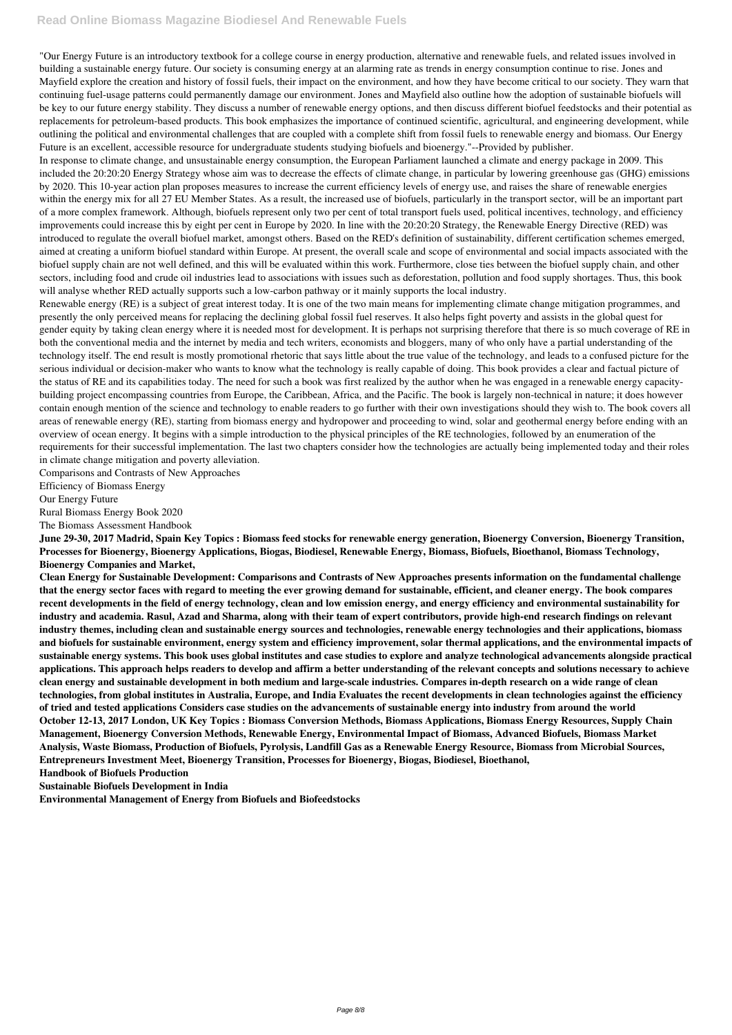"Our Energy Future is an introductory textbook for a college course in energy production, alternative and renewable fuels, and related issues involved in building a sustainable energy future. Our society is consuming energy at an alarming rate as trends in energy consumption continue to rise. Jones and Mayfield explore the creation and history of fossil fuels, their impact on the environment, and how they have become critical to our society. They warn that continuing fuel-usage patterns could permanently damage our environment. Jones and Mayfield also outline how the adoption of sustainable biofuels will be key to our future energy stability. They discuss a number of renewable energy options, and then discuss different biofuel feedstocks and their potential as replacements for petroleum-based products. This book emphasizes the importance of continued scientific, agricultural, and engineering development, while outlining the political and environmental challenges that are coupled with a complete shift from fossil fuels to renewable energy and biomass. Our Energy Future is an excellent, accessible resource for undergraduate students studying biofuels and bioenergy."--Provided by publisher.

In response to climate change, and unsustainable energy consumption, the European Parliament launched a climate and energy package in 2009. This included the 20:20:20 Energy Strategy whose aim was to decrease the effects of climate change, in particular by lowering greenhouse gas (GHG) emissions by 2020. This 10-year action plan proposes measures to increase the current efficiency levels of energy use, and raises the share of renewable energies within the energy mix for all 27 EU Member States. As a result, the increased use of biofuels, particularly in the transport sector, will be an important part of a more complex framework. Although, biofuels represent only two per cent of total transport fuels used, political incentives, technology, and efficiency improvements could increase this by eight per cent in Europe by 2020. In line with the 20:20:20 Strategy, the Renewable Energy Directive (RED) was introduced to regulate the overall biofuel market, amongst others. Based on the RED's definition of sustainability, different certification schemes emerged, aimed at creating a uniform biofuel standard within Europe. At present, the overall scale and scope of environmental and social impacts associated with the biofuel supply chain are not well defined, and this will be evaluated within this work. Furthermore, close ties between the biofuel supply chain, and other sectors, including food and crude oil industries lead to associations with issues such as deforestation, pollution and food supply shortages. Thus, this book will analyse whether RED actually supports such a low-carbon pathway or it mainly supports the local industry.

Renewable energy (RE) is a subject of great interest today. It is one of the two main means for implementing climate change mitigation programmes, and presently the only perceived means for replacing the declining global fossil fuel reserves. It also helps fight poverty and assists in the global quest for gender equity by taking clean energy where it is needed most for development. It is perhaps not surprising therefore that there is so much coverage of RE in both the conventional media and the internet by media and tech writers, economists and bloggers, many of who only have a partial understanding of the technology itself. The end result is mostly promotional rhetoric that says little about the true value of the technology, and leads to a confused picture for the serious individual or decision-maker who wants to know what the technology is really capable of doing. This book provides a clear and factual picture of the status of RE and its capabilities today. The need for such a book was first realized by the author when he was engaged in a renewable energy capacity-building project encompassing countries from Europe, the Caribbean, Africa, and the Pacific. The book is largely non-technical in nature; it does however contain enough mention of the science and technology to enable readers to go further with their own investigations should they wish to. The book covers all areas of renewable energy (RE), starting from biomass energy and hydropower and proceeding to wind, solar and geothermal energy before ending with an overview of ocean energy. It begins with a simple introduction to the physical principles of the RE technologies, followed by an enumeration of the requirements for their successful implementation. The last two chapters consider how the technologies are actually being implemented today and their roles in climate change mitigation and poverty alleviation.

Comparisons and Contrasts of New Approaches

Efficiency of Biomass Energy

Our Energy Future

Rural Biomass Energy Book 2020

The Biomass Assessment Handbook

**June 29-30, 2017 Madrid, Spain Key Topics : Biomass feed stocks for renewable energy generation, Bioenergy Conversion, Bioenergy Transition, Processes for Bioenergy, Bioenergy Applications, Biogas, Biodiesel, Renewable Energy, Biomass, Biofuels, Bioethanol, Biomass Technology, Bioenergy Companies and Market,**

**Clean Energy for Sustainable Development: Comparisons and Contrasts of New Approaches presents information on the fundamental challenge that the energy sector faces with regard to meeting the ever growing demand for sustainable, efficient, and cleaner energy. The book compares recent developments in the field of energy technology, clean and low emission energy, and energy efficiency and environmental sustainability for industry and academia. Rasul, Azad and Sharma, along with their team of expert contributors, provide high-end research findings on relevant industry themes, including clean and sustainable energy sources and technologies, renewable energy technologies and their applications, biomass and biofuels for sustainable environment, energy system and efficiency improvement, solar thermal applications, and the environmental impacts of sustainable energy systems. This book uses global institutes and case studies to explore and analyze technological advancements alongside practical applications. This approach helps readers to develop and affirm a better understanding of the relevant concepts and solutions necessary to achieve clean energy and sustainable development in both medium and large-scale industries. Compares in-depth research on a wide range of clean technologies, from global institutes in Australia, Europe, and India Evaluates the recent developments in clean technologies against the efficiency of tried and tested applications Considers case studies on the advancements of sustainable energy into industry from around the world**

**October 12-13, 2017 London, UK Key Topics : Biomass Conversion Methods, Biomass Applications, Biomass Energy Resources, Supply Chain Management, Bioenergy Conversion Methods, Renewable Energy, Environmental Impact of Biomass, Advanced Biofuels, Biomass Market Analysis, Waste Biomass, Production of Biofuels, Pyrolysis, Landfill Gas as a Renewable Energy Resource, Biomass from Microbial Sources, Entrepreneurs Investment Meet, Bioenergy Transition, Processes for Bioenergy, Biogas, Biodiesel, Bioethanol,**

**Handbook of Biofuels Production**

**Sustainable Biofuels Development in India**

**Environmental Management of Energy from Biofuels and Biofeedstocks**